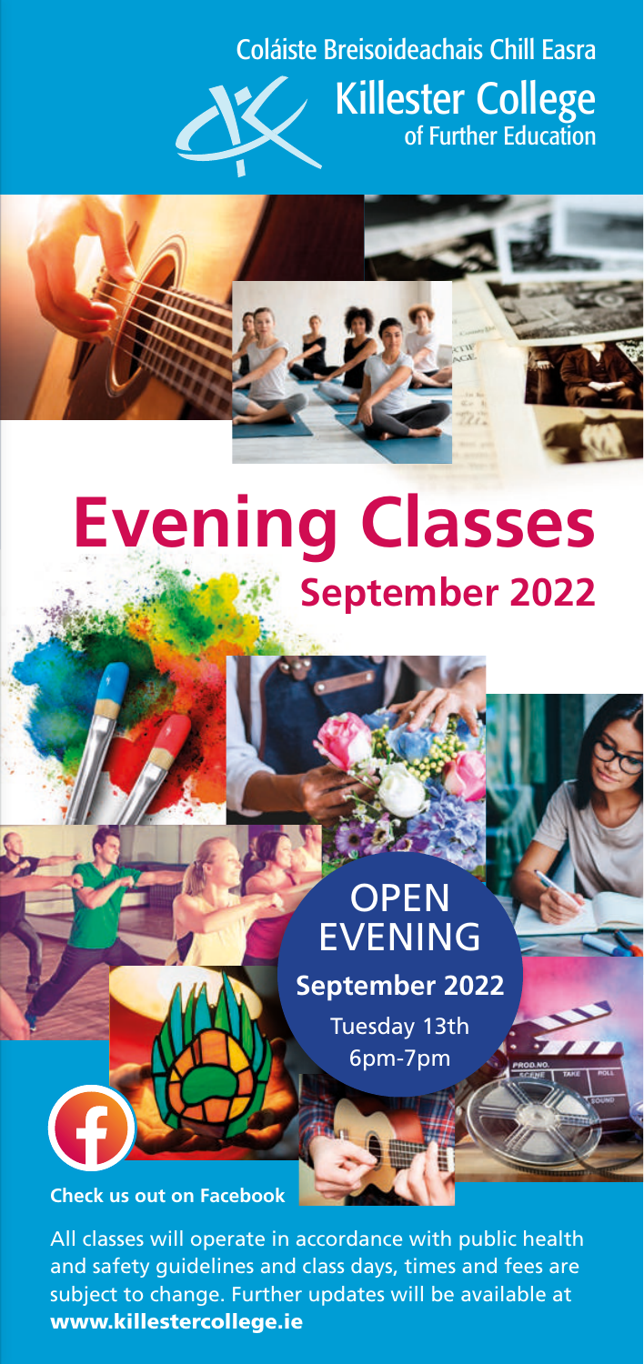Coláiste Breisoideachais Chill Easra

Killester College of Further Education

# Evening Classes

## September 2022

**OPEN EVENING**

**September 2022**

Tuesday 13th

6pm-7pm

**Check us out on Facebook**

All classes will operate in accordance with public health and safety guidelines and class days, times and fees are subject to change. Further updates will be available at **www.killestercollege.ie**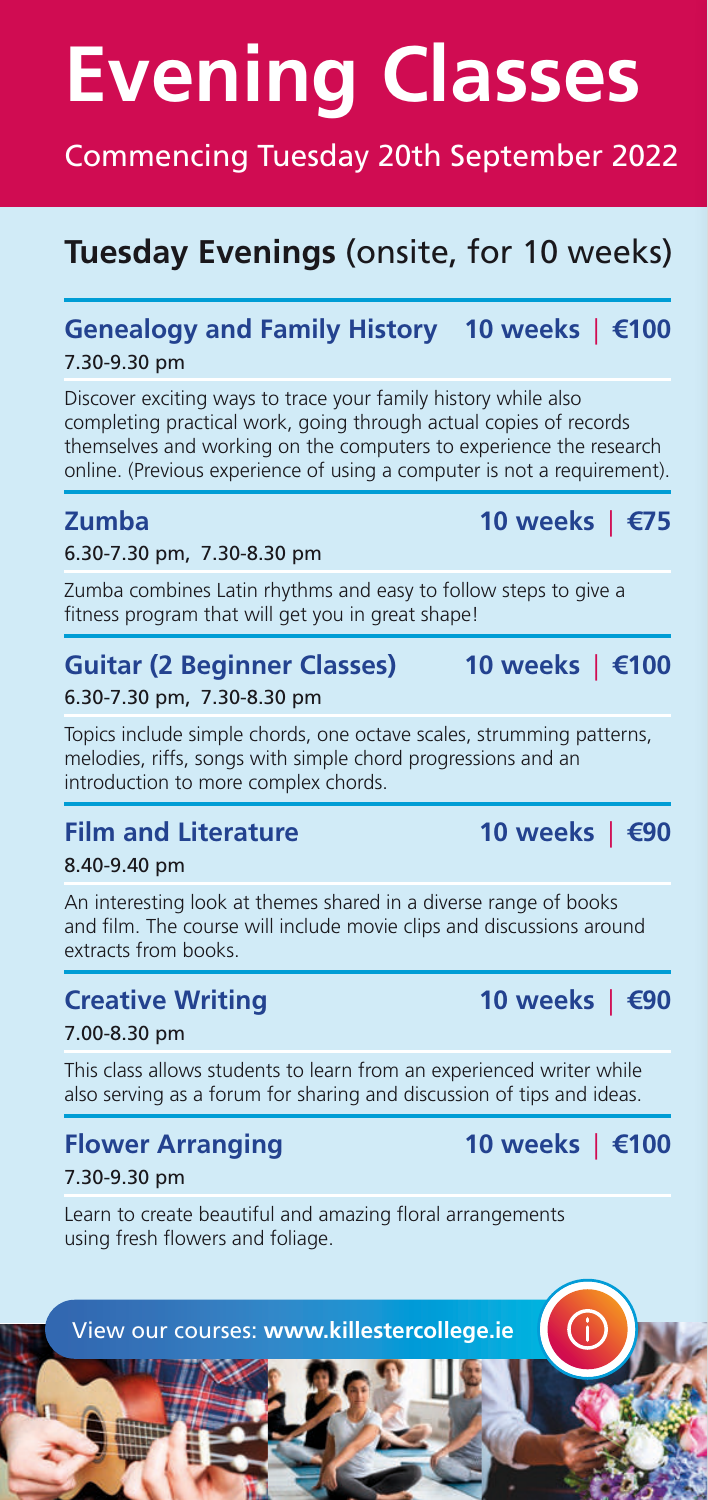# Evening Classes

Commencing Tuesday 20th September 2022

## Tuesday Evenings (onsite, for 10 weeks)

### Genealogy and Family History 10 weeks | €100

7.30-9.30 pm

Discover exciting ways to trace your family history while also completing practical work, going through actual copies of records themselves and working on the computers to experience the research online. (Previous experience of using a computer is not a requirement).

### Zumba 10 weeks | €75

6.30-7.30 pm, 7.30-8.30 pm

Zumba combines Latin rhythms and easy to follow steps to give a fitness program that will get you in great shape!

### Guitar (2 Beginner Classes) 10 weeks | €100

6.30-7.30 pm, 7.30-8.30 pm

Topics include simple chords, one octave scales, strumming patterns, melodies, riffs, songs with simple chord progressions and an introduction to more complex chords.

### Film and Literature 10 weeks | €90

8.40-9.40 pm

An interesting look at themes shared in a diverse range of books and film. The course will include movie clips and discussions around extracts from books.

### Creative Writing 10 weeks | €90

7.00-8.30 pm

This class allows students to learn from an experienced writer while also serving as a forum for sharing and discussion of tips and ideas.

### Flower Arranging 10 weeks | €100

7.30-9.30 pm

Learn to create beautiful and amazing floral arrangements using fresh flowers and foliage.

View our courses: **www.killestercollege.ie**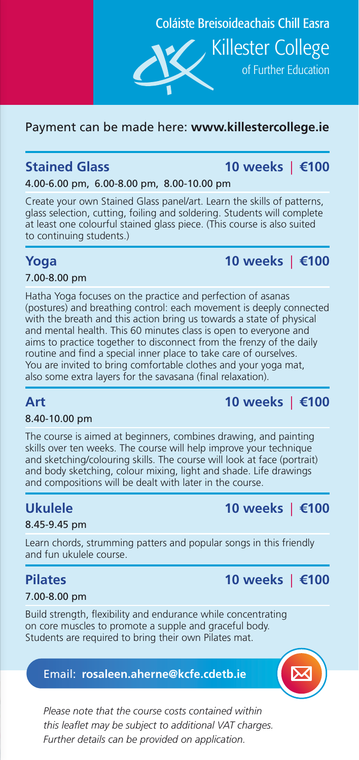Coláiste Breisoideachais Chill Easra

Killester College of Further Education

Payment can be made here: **www.killestercollege.ie**

## Stained Glass — 10 weeks | €100

4.00-6.00 pm, 6.00-8.00 pm, 8.00-10.00 pm

Create your own Stained Glass panel/art. Learn the skills of patterns, glass selection, cutting, foiling and soldering. Students will complete at least one colourful stained glass piece. (This course is also suited to continuing students.)

## Yoga — 10 weeks | €100

7.00-8.00 pm

Hatha Yoga focuses on the practice and perfection of asanas (postures) and breathing control: each movement is deeply connected with the breath and this action bring us towards a state of physical and mental health. This 60 minutes class is open to everyone and aims to practice together to disconnect from the frenzy of the daily routine and find a special inner place to take care of ourselves. You are invited to bring comfortable clothes and your yoga mat, also some extra layers for the savasana (final relaxation).

## Art — 10 weeks | €100

8.40-10.00 pm

The course is aimed at beginners, combines drawing, and painting skills over ten weeks. The course will help improve your technique and sketching/colouring skills. The course will look at face (portrait) and body sketching, colour mixing, light and shade. Life drawings and compositions will be dealt with later in the course.

## Ukulele — 10 weeks | €100

8.45-9.45 pm

Learn chords, strumming patters and popular songs in this friendly and fun ukulele course.

## Pilates — 10 weeks | €100

7.00-8.00 pm

Build strength, flexibility and endurance while concentrating on core muscles to promote a supple and graceful body. Students are required to bring their own Pilates mat.

Email: **rosaleen.aherne@kcfe.cdetb.ie**

*Please note that the course costs contained within this leaflet may be subject to additional VAT charges. Further details can be provided on application.*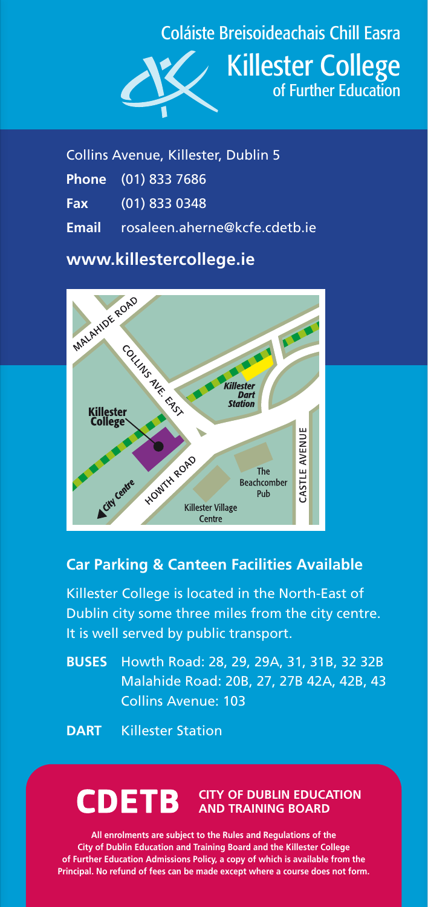Coláiste Breisoideachais Chill Easra

# Killester College of Further Education

Collins Avenue, Killester, Dublin 5

**Phone** (01) 833 7686

**Fax** (01) 833 0348

**Email** rosaleen.aherne@kcfe.cdetb.ie

## www.killestercollege.ie

MALAHIDE ROAD
COLLINS AVE. EAST
Killester Dart Station
Killester College
CASTLE AVENUE
HOWTH ROAD
City Centre
The Beachcomber Pub
Killester Village Centre

## Car Parking & Canteen Facilities Available

Killester College is located in the North-East of Dublin city some three miles from the city centre. It is well served by public transport.

**BUSES** Howth Road: 28, 29, 29A, 31, 31B, 32 32B
Malahide Road: 20B, 27, 27B 42A, 42B, 43
Collins Avenue: 103

**DART** Killester Station

**CDETB** **CITY OF DUBLIN EDUCATION AND TRAINING BOARD**

**All enrolments are subject to the Rules and Regulations of the City of Dublin Education and Training Board and the Killester College of Further Education Admissions Policy, a copy of which is available from the Principal. No refund of fees can be made except where a course does not form.**